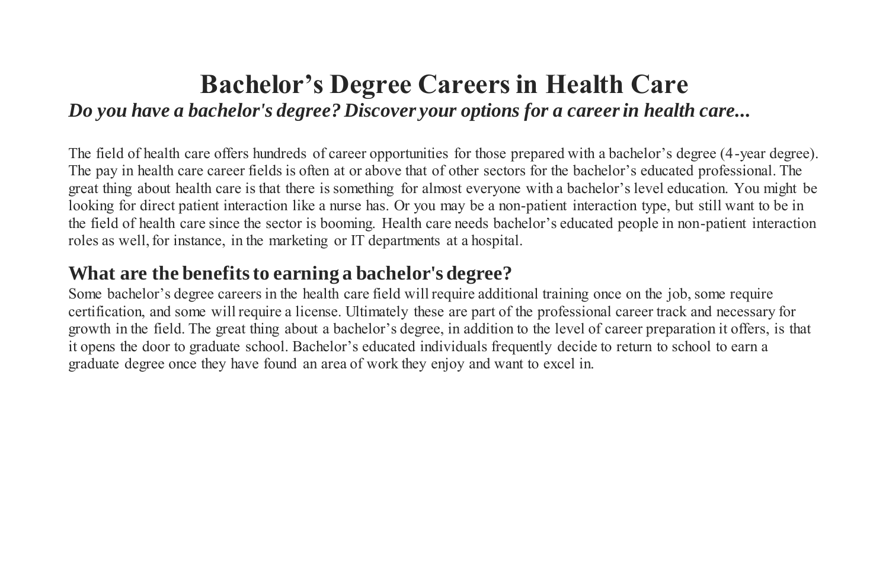# Bachelor’s Degree Careers in Health Care

***Do you have a bachelor's degree? Discover your options for a career in health care...***

The field of health care offers hundreds of career opportunities for those prepared with a bachelor’s degree (4-year degree). The pay in health care career fields is often at or above that of other sectors for the bachelor’s educated professional. The great thing about health care is that there is something for almost everyone with a bachelor’s level education. You might be looking for direct patient interaction like a nurse has. Or you may be a non-patient interaction type, but still want to be in the field of health care since the sector is booming. Health care needs bachelor’s educated people in non-patient interaction roles as well, for instance, in the marketing or IT departments at a hospital.

## What are the benefits to earning a bachelor's degree?

Some bachelor’s degree careers in the health care field will require additional training once on the job, some require certification, and some will require a license. Ultimately these are part of the professional career track and necessary for growth in the field. The great thing about a bachelor’s degree, in addition to the level of career preparation it offers, is that it opens the door to graduate school. Bachelor’s educated individuals frequently decide to return to school to earn a graduate degree once they have found an area of work they enjoy and want to excel in.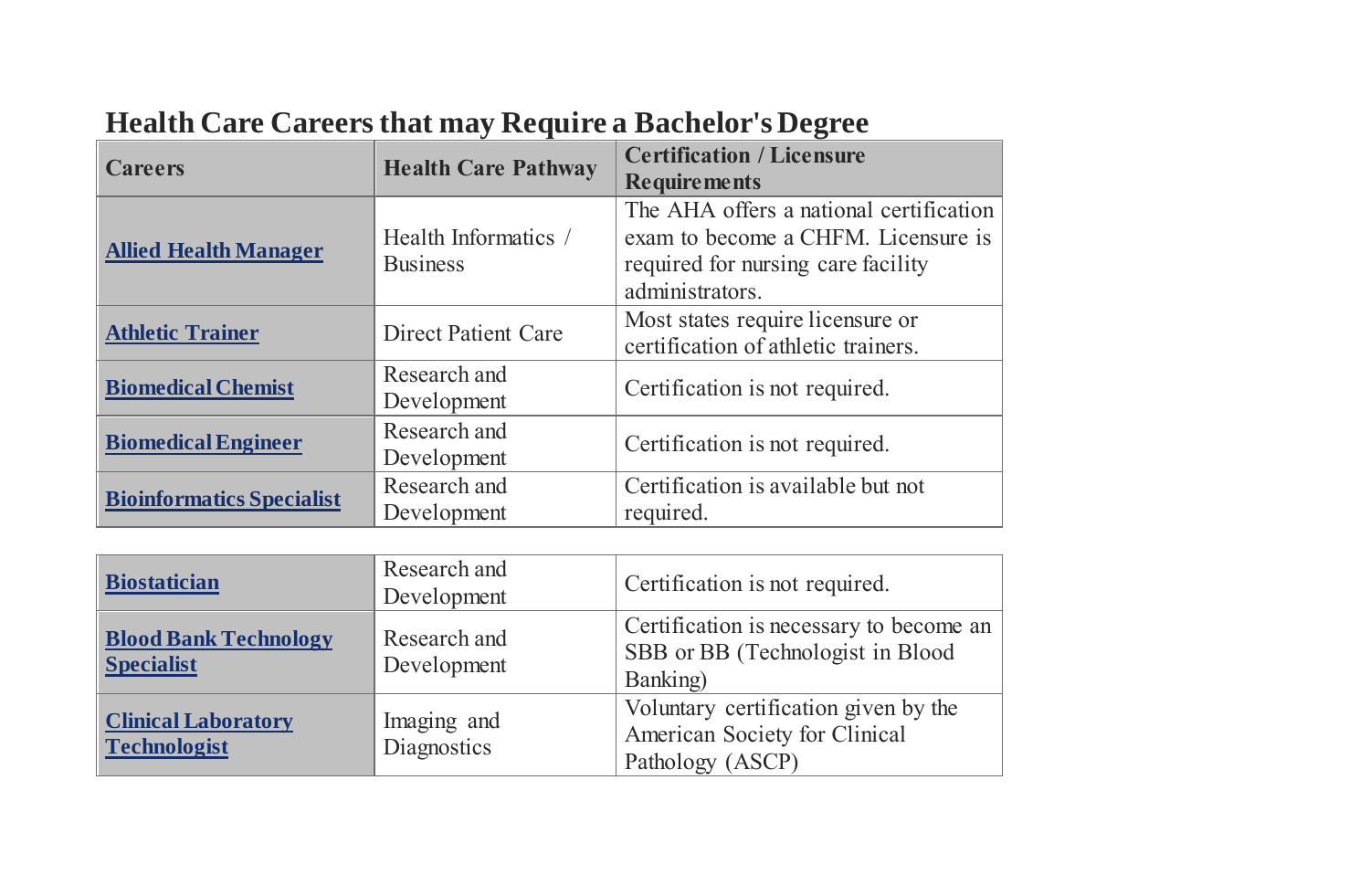## Health Care Careers that may Require a Bachelor's Degree

| Careers | Health Care Pathway | Certification / Licensure Requirements |
|---|---|---|
| **Allied Health Manager** | Health Informatics / Business | The AHA offers a national certification exam to become a CHFM. Licensure is required for nursing care facility administrators. |
| **Athletic Trainer** | Direct Patient Care | Most states require licensure or certification of athletic trainers. |
| **Biomedical Chemist** | Research and Development | Certification is not required. |
| **Biomedical Engineer** | Research and Development | Certification is not required. |
| **Bioinformatics Specialist** | Research and Development | Certification is available but not required. |
| **Biostatician** | Research and Development | Certification is not required. |
| **Blood Bank Technology Specialist** | Research and Development | Certification is necessary to become an SBB or BB (Technologist in Blood Banking) |
| **Clinical Laboratory Technologist** | Imaging and Diagnostics | Voluntary certification given by the American Society for Clinical Pathology (ASCP) |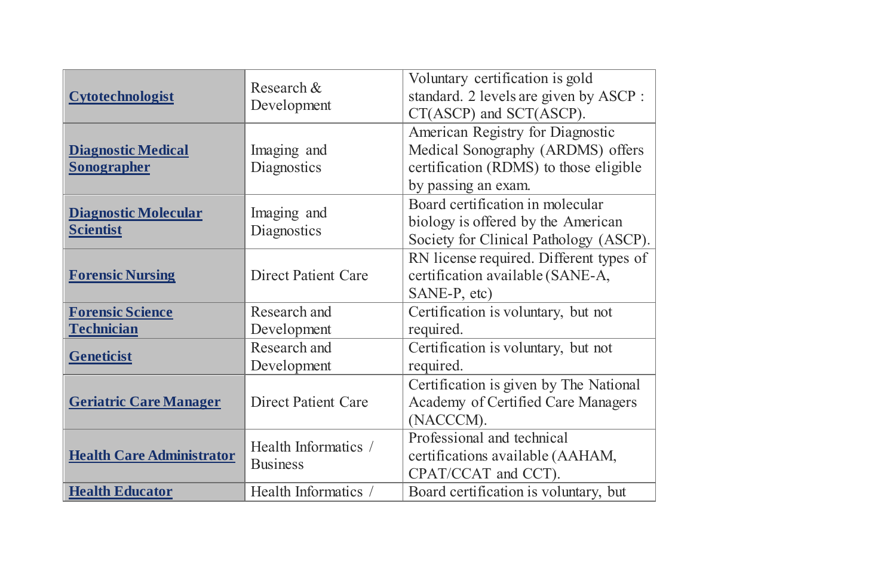| | | |
|---|---|---|
| **Cytotechnologist** | Research & Development | Voluntary certification is gold standard. 2 levels are given by ASCP : CT(ASCP) and SCT(ASCP). |
| **Diagnostic Medical Sonographer** | Imaging and Diagnostics | American Registry for Diagnostic Medical Sonography (ARDMS) offers certification (RDMS) to those eligible by passing an exam. |
| **Diagnostic Molecular Scientist** | Imaging and Diagnostics | Board certification in molecular biology is offered by the American Society for Clinical Pathology (ASCP). |
| **Forensic Nursing** | Direct Patient Care | RN license required. Different types of certification available (SANE-A, SANE-P, etc) |
| **Forensic Science Technician** | Research and Development | Certification is voluntary, but not required. |
| **Geneticist** | Research and Development | Certification is voluntary, but not required. |
| **Geriatric Care Manager** | Direct Patient Care | Certification is given by The National Academy of Certified Care Managers (NACCCM). |
| **Health Care Administrator** | Health Informatics / Business | Professional and technical certifications available (AAHAM, CPAT/CCAT and CCT). |
| **Health Educator** | Health Informatics / | Board certification is voluntary, but |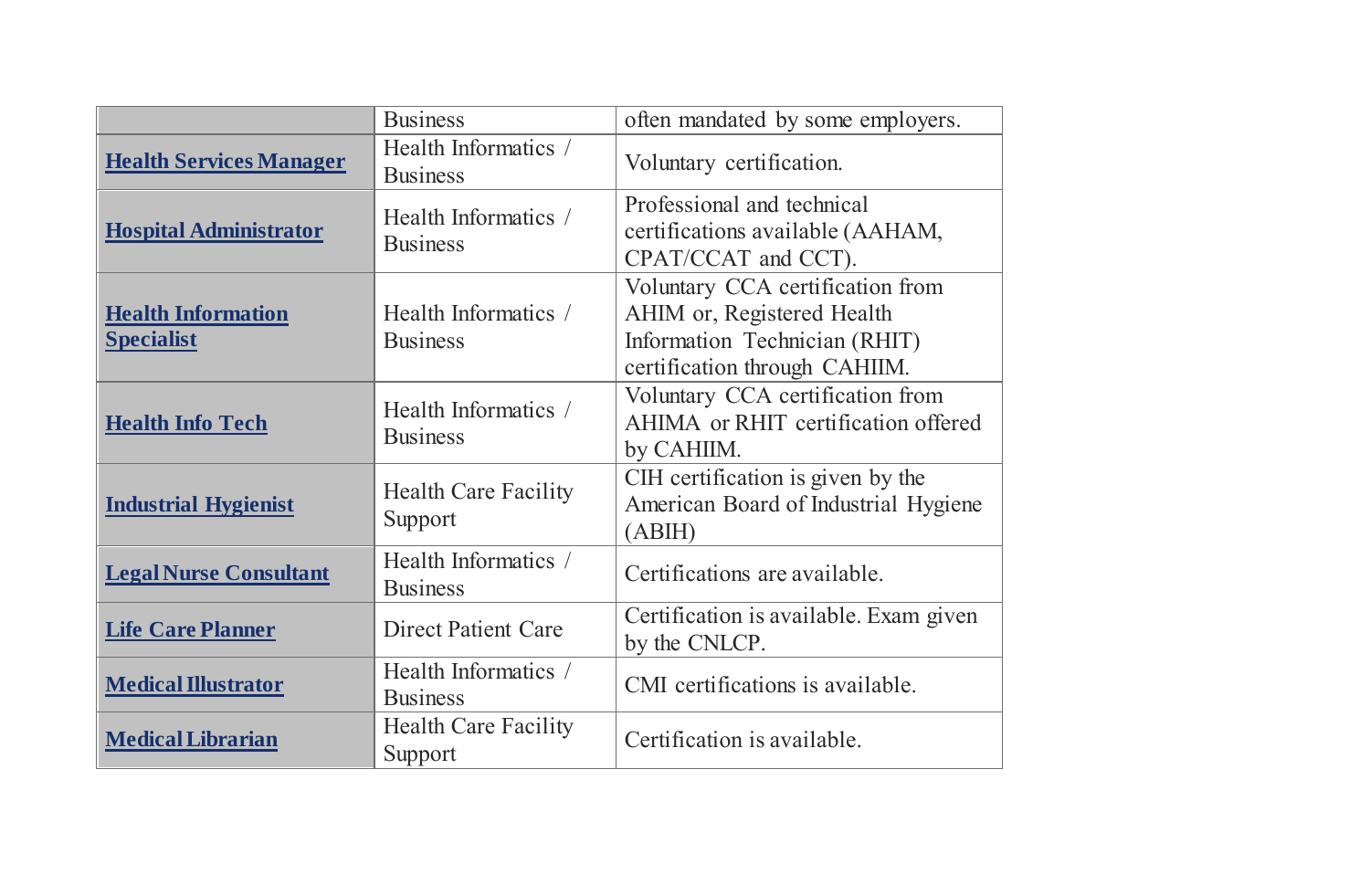| | | |
|---|---|---|
| | Business | often mandated by some employers. |
| **Health Services Manager** | Health Informatics / Business | Voluntary certification. |
| **Hospital Administrator** | Health Informatics / Business | Professional and technical certifications available (AAHAM, CPAT/CCAT and CCT). |
| **Health Information Specialist** | Health Informatics / Business | Voluntary CCA certification from AHIM or, Registered Health Information Technician (RHIT) certification through CAHIIM. |
| **Health Info Tech** | Health Informatics / Business | Voluntary CCA certification from AHIMA or RHIT certification offered by CAHIIM. |
| **Industrial Hygienist** | Health Care Facility Support | CIH certification is given by the American Board of Industrial Hygiene (ABIH) |
| **Legal Nurse Consultant** | Health Informatics / Business | Certifications are available. |
| **Life Care Planner** | Direct Patient Care | Certification is available. Exam given by the CNLCP. |
| **Medical Illustrator** | Health Informatics / Business | CMI certifications is available. |
| **Medical Librarian** | Health Care Facility Support | Certification is available. |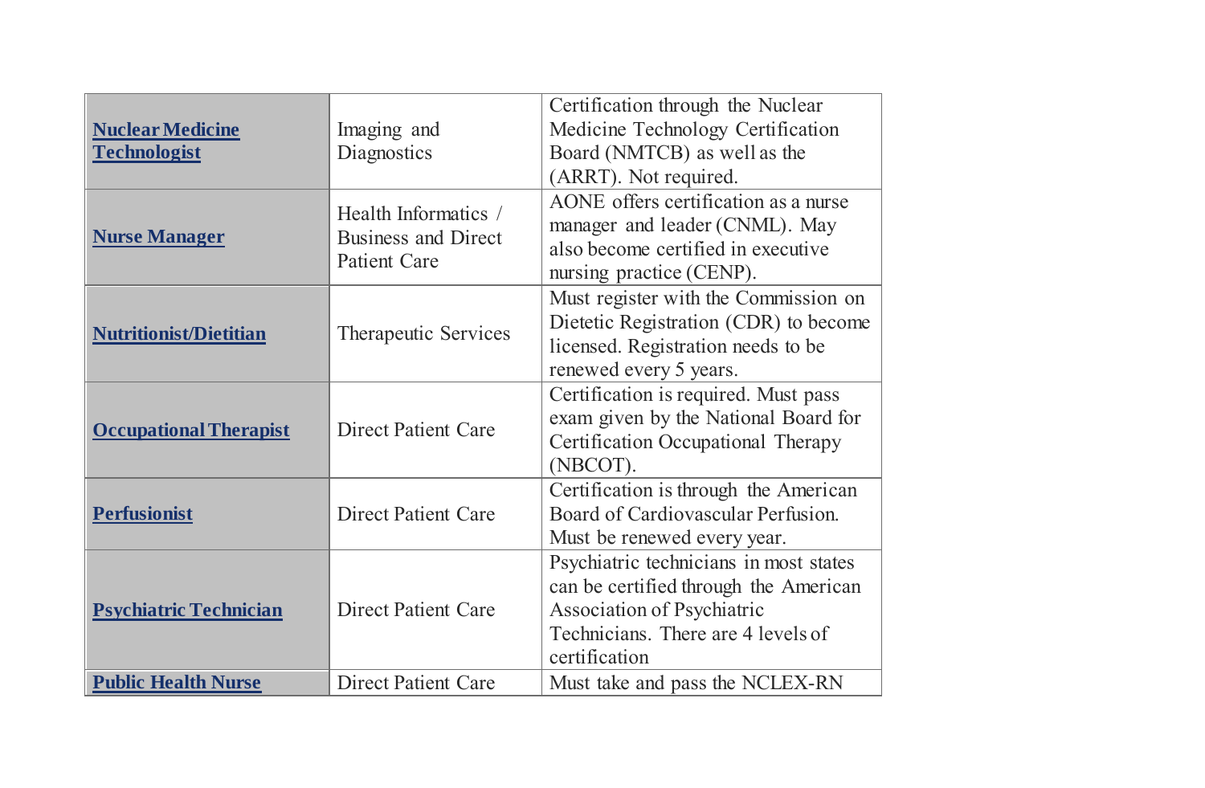| **Nuclear Medicine Technologist** | Imaging and Diagnostics | Certification through the Nuclear Medicine Technology Certification Board (NMTCB) as well as the (ARRT). Not required. |
|---|---|---|
| **Nurse Manager** | Health Informatics / Business and Direct Patient Care | AONE offers certification as a nurse manager and leader (CNML). May also become certified in executive nursing practice (CENP). |
| **Nutritionist/Dietitian** | Therapeutic Services | Must register with the Commission on Dietetic Registration (CDR) to become licensed. Registration needs to be renewed every 5 years. |
| **Occupational Therapist** | Direct Patient Care | Certification is required. Must pass exam given by the National Board for Certification Occupational Therapy (NBCOT). |
| **Perfusionist** | Direct Patient Care | Certification is through the American Board of Cardiovascular Perfusion. Must be renewed every year. |
| **Psychiatric Technician** | Direct Patient Care | Psychiatric technicians in most states can be certified through the American Association of Psychiatric Technicians. There are 4 levels of certification |
| **Public Health Nurse** | Direct Patient Care | Must take and pass the NCLEX-RN |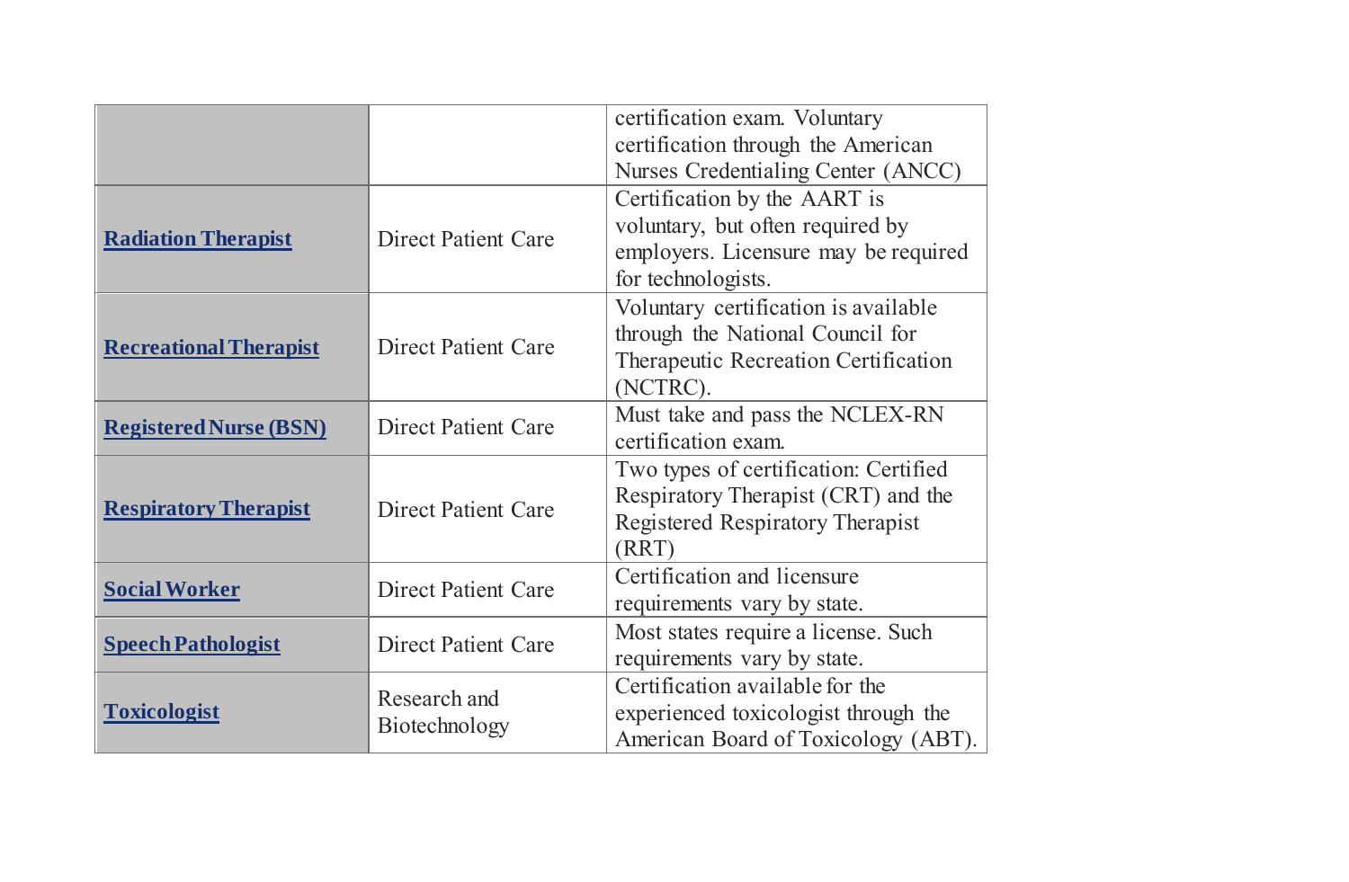| | | |
|---|---|---|
| | | certification exam. Voluntary certification through the American Nurses Credentialing Center (ANCC) |
| **Radiation Therapist** | Direct Patient Care | Certification by the AART is voluntary, but often required by employers. Licensure may be required for technologists. |
| **Recreational Therapist** | Direct Patient Care | Voluntary certification is available through the National Council for Therapeutic Recreation Certification (NCTRC). |
| **Registered Nurse (BSN)** | Direct Patient Care | Must take and pass the NCLEX-RN certification exam. |
| **Respiratory Therapist** | Direct Patient Care | Two types of certification: Certified Respiratory Therapist (CRT) and the Registered Respiratory Therapist (RRT) |
| **Social Worker** | Direct Patient Care | Certification and licensure requirements vary by state. |
| **Speech Pathologist** | Direct Patient Care | Most states require a license. Such requirements vary by state. |
| **Toxicologist** | Research and Biotechnology | Certification available for the experienced toxicologist through the American Board of Toxicology (ABT). |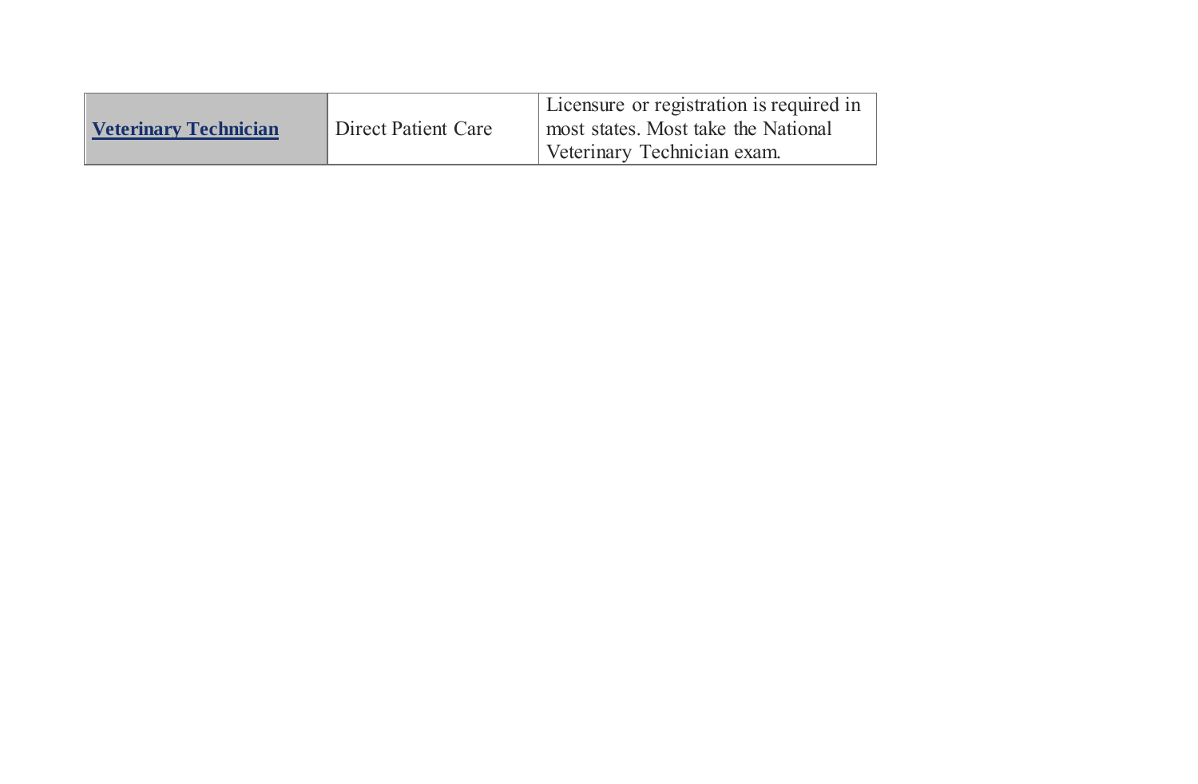| | | |
|---|---|---|
| **Veterinary Technician** | Direct Patient Care | Licensure or registration is required in most states. Most take the National Veterinary Technician exam. |